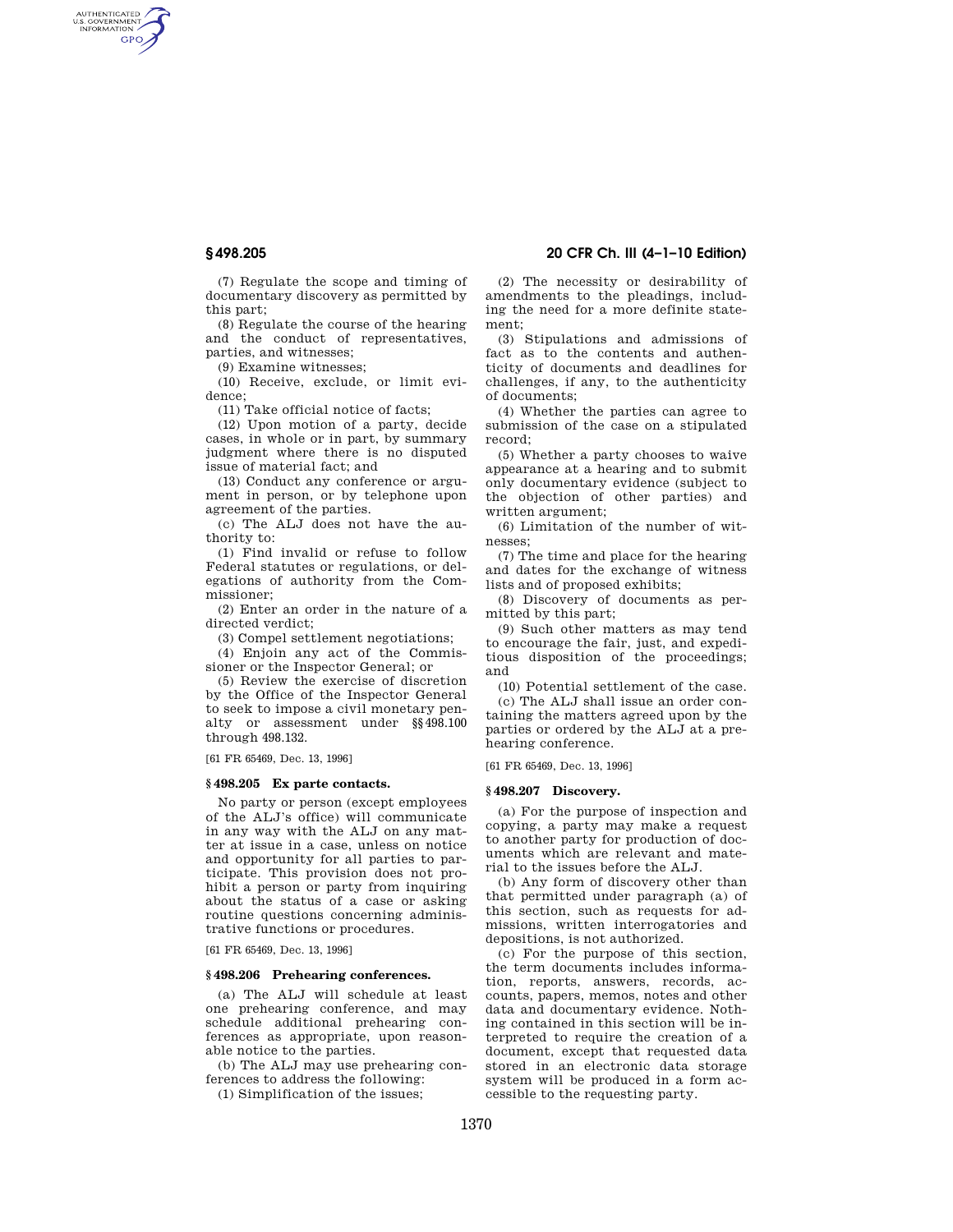(7) Regulate the scope and timing of documentary discovery as permitted by this part;

(8) Regulate the course of the hearing and the conduct of representatives, parties, and witnesses;

(9) Examine witnesses;

(10) Receive, exclude, or limit evidence;

(11) Take official notice of facts;

(12) Upon motion of a party, decide cases, in whole or in part, by summary judgment where there is no disputed issue of material fact; and

(13) Conduct any conference or argument in person, or by telephone upon agreement of the parties.

(c) The ALJ does not have the authority to:

(1) Find invalid or refuse to follow Federal statutes or regulations, or delegations of authority from the Commissioner;

(2) Enter an order in the nature of a directed verdict;

(3) Compel settlement negotiations;

(4) Enjoin any act of the Commissioner or the Inspector General; or

(5) Review the exercise of discretion by the Office of the Inspector General to seek to impose a civil monetary penalty or assessment under §§ 498.100 through 498.132.

[61 FR 65469, Dec. 13, 1996]

### § 498.205 Ex parte contacts.

No party or person (except employees of the ALJ's office) will communicate in any way with the ALJ on any matter at issue in a case, unless on notice and opportunity for all parties to participate. This provision does not prohibit a person or party from inquiring about the status of a case or asking routine questions concerning administrative functions or procedures.

[61 FR 65469, Dec. 13, 1996]

### § 498.206 Prehearing conferences.

(a) The ALJ will schedule at least one prehearing conference, and may schedule additional prehearing conferences as appropriate, upon reasonable notice to the parties.

(b) The ALJ may use prehearing conferences to address the following:

(1) Simplification of the issues;

(2) The necessity or desirability of amendments to the pleadings, including the need for a more definite statement;

(3) Stipulations and admissions of fact as to the contents and authenticity of documents and deadlines for challenges, if any, to the authenticity of documents;

(4) Whether the parties can agree to submission of the case on a stipulated record;

(5) Whether a party chooses to waive appearance at a hearing and to submit only documentary evidence (subject to the objection of other parties) and written argument;

(6) Limitation of the number of witnesses;

(7) The time and place for the hearing and dates for the exchange of witness lists and of proposed exhibits;

(8) Discovery of documents as permitted by this part;

(9) Such other matters as may tend to encourage the fair, just, and expeditious disposition of the proceedings; and

(10) Potential settlement of the case.

(c) The ALJ shall issue an order containing the matters agreed upon by the parties or ordered by the ALJ at a prehearing conference.

[61 FR 65469, Dec. 13, 1996]

### § 498.207 Discovery.

(a) For the purpose of inspection and copying, a party may make a request to another party for production of documents which are relevant and material to the issues before the ALJ.

(b) Any form of discovery other than that permitted under paragraph (a) of this section, such as requests for admissions, written interrogatories and depositions, is not authorized.

(c) For the purpose of this section, the term documents includes information, reports, answers, records, accounts, papers, memos, notes and other data and documentary evidence. Nothing contained in this section will be interpreted to require the creation of a document, except that requested data stored in an electronic data storage system will be produced in a form accessible to the requesting party.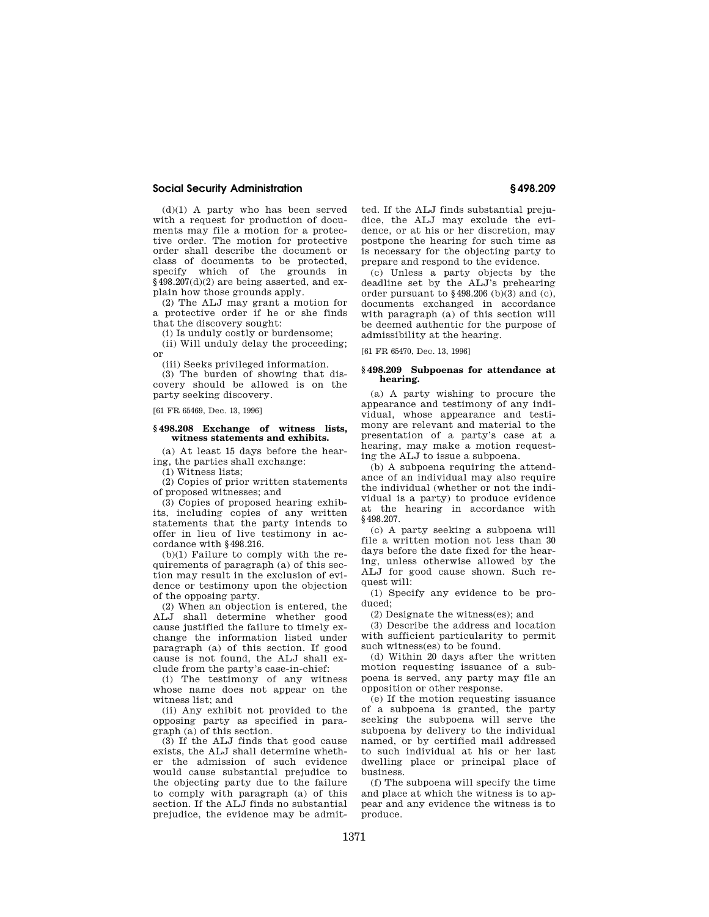(d)(1) A party who has been served with a request for production of documents may file a motion for a protective order. The motion for protective order shall describe the document or class of documents to be protected, specify which of the grounds in §498.207(d)(2) are being asserted, and explain how those grounds apply.

(2) The ALJ may grant a motion for a protective order if he or she finds that the discovery sought:

(i) Is unduly costly or burdensome;

(ii) Will unduly delay the proceeding; or

(iii) Seeks privileged information.

(3) The burden of showing that discovery should be allowed is on the party seeking discovery.

[61 FR 65469, Dec. 13, 1996]

### §498.208 Exchange of witness lists, witness statements and exhibits.

(a) At least 15 days before the hearing, the parties shall exchange:

(1) Witness lists;

(2) Copies of prior written statements of proposed witnesses; and

(3) Copies of proposed hearing exhibits, including copies of any written statements that the party intends to offer in lieu of live testimony in accordance with §498.216.

(b)(1) Failure to comply with the requirements of paragraph (a) of this section may result in the exclusion of evidence or testimony upon the objection of the opposing party.

(2) When an objection is entered, the ALJ shall determine whether good cause justified the failure to timely exchange the information listed under paragraph (a) of this section. If good cause is not found, the ALJ shall exclude from the party's case-in-chief:

(i) The testimony of any witness whose name does not appear on the witness list; and

(ii) Any exhibit not provided to the opposing party as specified in paragraph (a) of this section.

(3) If the ALJ finds that good cause exists, the ALJ shall determine whether the admission of such evidence would cause substantial prejudice to the objecting party due to the failure to comply with paragraph (a) of this section. If the ALJ finds no substantial prejudice, the evidence may be admitted. If the ALJ finds substantial prejudice, the ALJ may exclude the evidence, or at his or her discretion, may postpone the hearing for such time as is necessary for the objecting party to prepare and respond to the evidence.

(c) Unless a party objects by the deadline set by the ALJ's prehearing order pursuant to §498.206 (b)(3) and (c), documents exchanged in accordance with paragraph (a) of this section will be deemed authentic for the purpose of admissibility at the hearing.

[61 FR 65470, Dec. 13, 1996]

### §498.209 Subpoenas for attendance at hearing.

(a) A party wishing to procure the appearance and testimony of any individual, whose appearance and testimony are relevant and material to the presentation of a party's case at a hearing, may make a motion requesting the ALJ to issue a subpoena.

(b) A subpoena requiring the attendance of an individual may also require the individual (whether or not the individual is a party) to produce evidence at the hearing in accordance with §498.207.

(c) A party seeking a subpoena will file a written motion not less than 30 days before the date fixed for the hearing, unless otherwise allowed by the ALJ for good cause shown. Such request will:

(1) Specify any evidence to be produced;

(2) Designate the witness(es); and

(3) Describe the address and location with sufficient particularity to permit such witness(es) to be found.

(d) Within 20 days after the written motion requesting issuance of a subpoena is served, any party may file an opposition or other response.

(e) If the motion requesting issuance of a subpoena is granted, the party seeking the subpoena will serve the subpoena by delivery to the individual named, or by certified mail addressed to such individual at his or her last dwelling place or principal place of business.

(f) The subpoena will specify the time and place at which the witness is to appear and any evidence the witness is to produce.